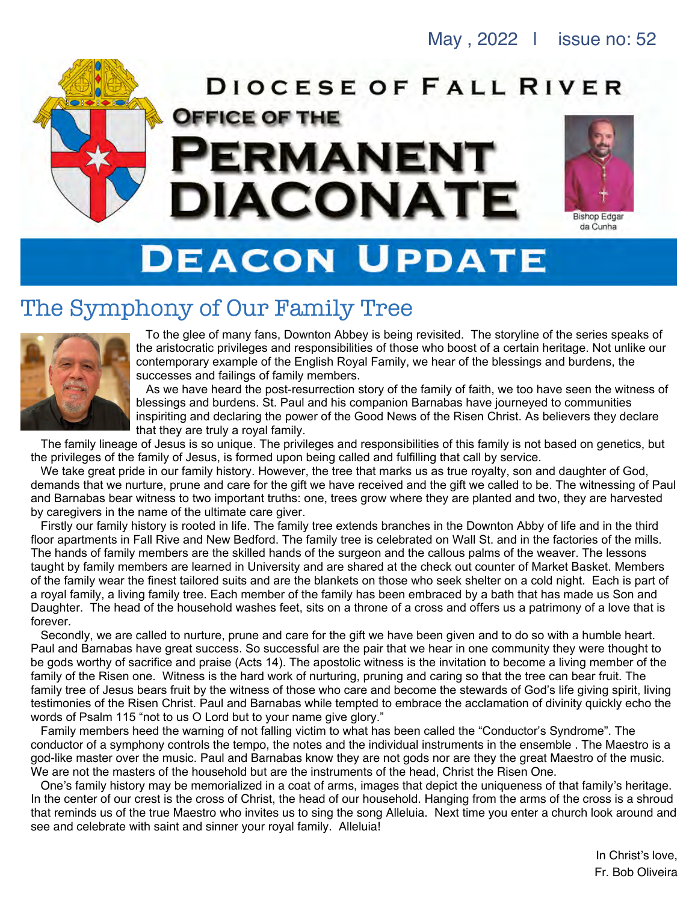May , 2022 | issue no: 52

# Diocese of Fall River

## Office of the Permanent Diaconate

Bishop Edgar da Cunha

# Deacon Update

## The Symphony of Our Family Tree

To the glee of many fans, Downton Abbey is being revisited. The storyline of the series speaks of the aristocratic privileges and responsibilities of those who boost of a certain heritage. Not unlike our contemporary example of the English Royal Family, we hear of the blessings and burdens, the successes and failings of family members.

As we have heard the post-resurrection story of the family of faith, we too have seen the witness of blessings and burdens. St. Paul and his companion Barnabas have journeyed to communities inspiriting and declaring the power of the Good News of the Risen Christ. As believers they declare that they are truly a royal family.

The family lineage of Jesus is so unique. The privileges and responsibilities of this family is not based on genetics, but the privileges of the family of Jesus, is formed upon being called and fulfilling that call by service.

We take great pride in our family history. However, the tree that marks us as true royalty, son and daughter of God, demands that we nurture, prune and care for the gift we have received and the gift we called to be. The witnessing of Paul and Barnabas bear witness to two important truths: one, trees grow where they are planted and two, they are harvested by caregivers in the name of the ultimate care giver.

Firstly our family history is rooted in life. The family tree extends branches in the Downton Abby of life and in the third floor apartments in Fall Rive and New Bedford. The family tree is celebrated on Wall St. and in the factories of the mills. The hands of family members are the skilled hands of the surgeon and the callous palms of the weaver. The lessons taught by family members are learned in University and are shared at the check out counter of Market Basket. Members of the family wear the finest tailored suits and are the blankets on those who seek shelter on a cold night. Each is part of a royal family, a living family tree. Each member of the family has been embraced by a bath that has made us Son and Daughter. The head of the household washes feet, sits on a throne of a cross and offers us a patrimony of a love that is forever.

Secondly, we are called to nurture, prune and care for the gift we have been given and to do so with a humble heart. Paul and Barnabas have great success. So successful are the pair that we hear in one community they were thought to be gods worthy of sacrifice and praise (Acts 14). The apostolic witness is the invitation to become a living member of the family of the Risen one. Witness is the hard work of nurturing, pruning and caring so that the tree can bear fruit. The family tree of Jesus bears fruit by the witness of those who care and become the stewards of God's life giving spirit, living testimonies of the Risen Christ. Paul and Barnabas while tempted to embrace the acclamation of divinity quickly echo the words of Psalm 115 "not to us O Lord but to your name give glory."

Family members heed the warning of not falling victim to what has been called the "Conductor's Syndrome". The conductor of a symphony controls the tempo, the notes and the individual instruments in the ensemble . The Maestro is a god-like master over the music. Paul and Barnabas know they are not gods nor are they the great Maestro of the music. We are not the masters of the household but are the instruments of the head, Christ the Risen One.

One's family history may be memorialized in a coat of arms, images that depict the uniqueness of that family's heritage. In the center of our crest is the cross of Christ, the head of our household. Hanging from the arms of the cross is a shroud that reminds us of the true Maestro who invites us to sing the song Alleluia. Next time you enter a church look around and see and celebrate with saint and sinner your royal family. Alleluia!

In Christ's love,
Fr. Bob Oliveira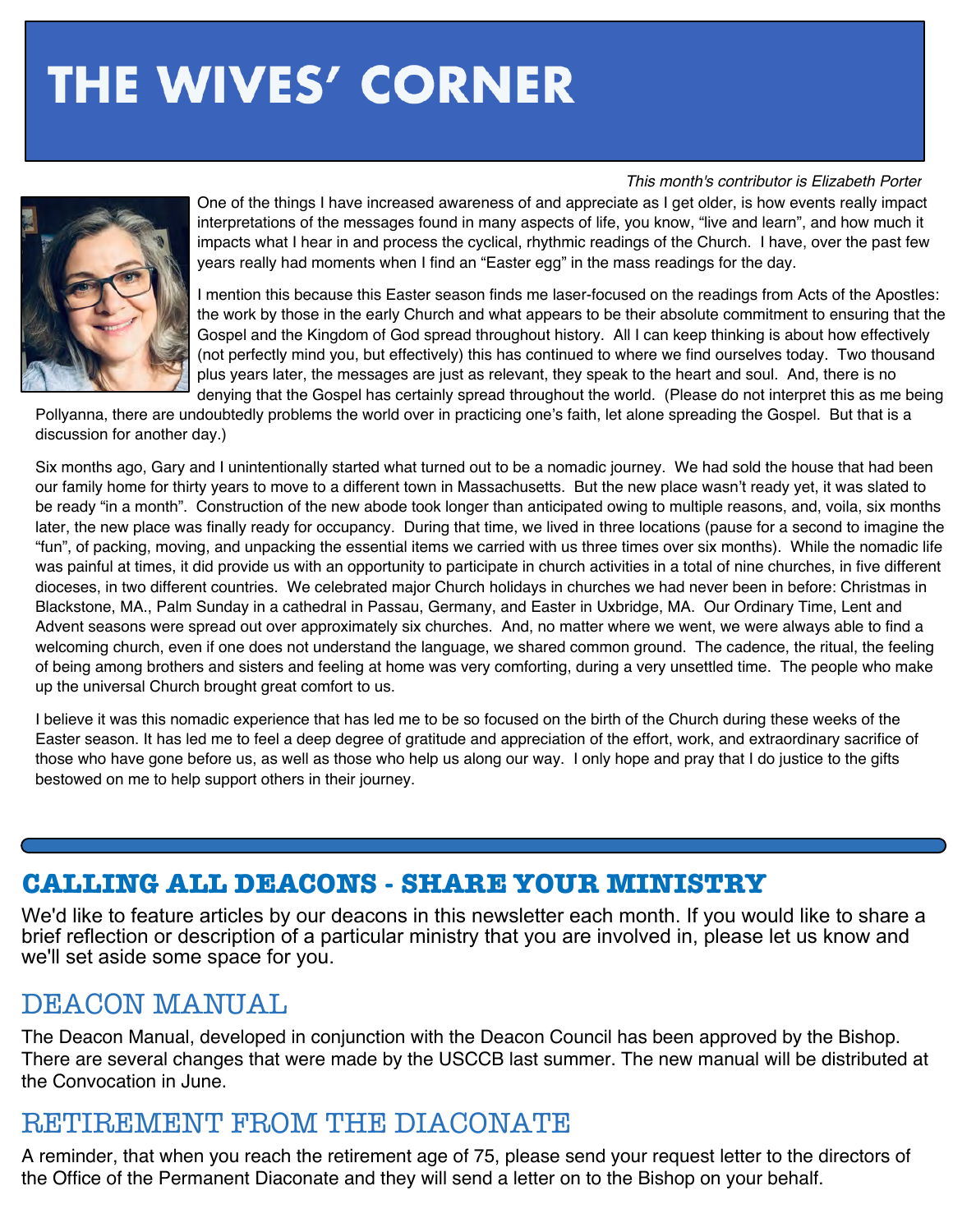# THE WIVES' CORNER

*This month's contributor is Elizabeth Porter*

One of the things I have increased awareness of and appreciate as I get older, is how events really impact interpretations of the messages found in many aspects of life, you know, "live and learn", and how much it impacts what I hear in and process the cyclical, rhythmic readings of the Church. I have, over the past few years really had moments when I find an "Easter egg" in the mass readings for the day.

I mention this because this Easter season finds me laser-focused on the readings from Acts of the Apostles: the work by those in the early Church and what appears to be their absolute commitment to ensuring that the Gospel and the Kingdom of God spread throughout history. All I can keep thinking is about how effectively (not perfectly mind you, but effectively) this has continued to where we find ourselves today. Two thousand plus years later, the messages are just as relevant, they speak to the heart and soul. And, there is no denying that the Gospel has certainly spread throughout the world. (Please do not interpret this as me being Pollyanna, there are undoubtedly problems the world over in practicing one's faith, let alone spreading the Gospel. But that is a discussion for another day.)

Six months ago, Gary and I unintentionally started what turned out to be a nomadic journey. We had sold the house that had been our family home for thirty years to move to a different town in Massachusetts. But the new place wasn't ready yet, it was slated to be ready "in a month". Construction of the new abode took longer than anticipated owing to multiple reasons, and, voila, six months later, the new place was finally ready for occupancy. During that time, we lived in three locations (pause for a second to imagine the "fun", of packing, moving, and unpacking the essential items we carried with us three times over six months). While the nomadic life was painful at times, it did provide us with an opportunity to participate in church activities in a total of nine churches, in five different dioceses, in two different countries. We celebrated major Church holidays in churches we had never been in before: Christmas in Blackstone, MA., Palm Sunday in a cathedral in Passau, Germany, and Easter in Uxbridge, MA. Our Ordinary Time, Lent and Advent seasons were spread out over approximately six churches. And, no matter where we went, we were always able to find a welcoming church, even if one does not understand the language, we shared common ground. The cadence, the ritual, the feeling of being among brothers and sisters and feeling at home was very comforting, during a very unsettled time. The people who make up the universal Church brought great comfort to us.

I believe it was this nomadic experience that has led me to be so focused on the birth of the Church during these weeks of the Easter season. It has led me to feel a deep degree of gratitude and appreciation of the effort, work, and extraordinary sacrifice of those who have gone before us, as well as those who help us along our way. I only hope and pray that I do justice to the gifts bestowed on me to help support others in their journey.

## CALLING ALL DEACONS - SHARE YOUR MINISTRY

We'd like to feature articles by our deacons in this newsletter each month. If you would like to share a brief reflection or description of a particular ministry that you are involved in, please let us know and we'll set aside some space for you.

## DEACON MANUAL

The Deacon Manual, developed in conjunction with the Deacon Council has been approved by the Bishop. There are several changes that were made by the USCCB last summer. The new manual will be distributed at the Convocation in June.

## RETIREMENT FROM THE DIACONATE

A reminder, that when you reach the retirement age of 75, please send your request letter to the directors of the Office of the Permanent Diaconate and they will send a letter on to the Bishop on your behalf.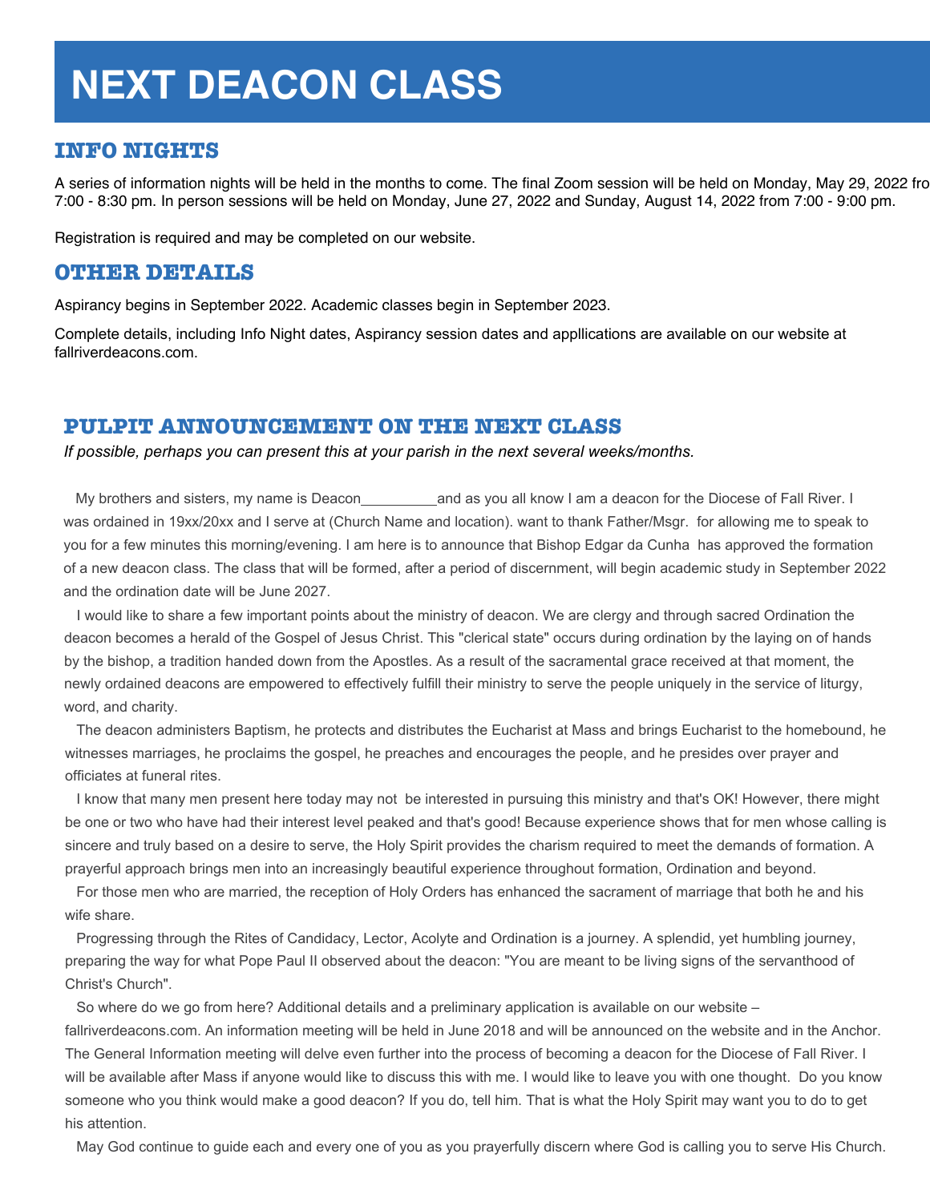# NEXT DEACON CLASS

## INFO NIGHTS

A series of information nights will be held in the months to come. The final Zoom session will be held on Monday, May 29, 2022 fro 7:00 - 8:30 pm. In person sessions will be held on Monday, June 27, 2022 and Sunday, August 14, 2022 from 7:00 - 9:00 pm.

Registration is required and may be completed on our website.

## OTHER DETAILS

Aspirancy begins in September 2022. Academic classes begin in September 2023.

Complete details, including Info Night dates, Aspirancy session dates and appllications are available on our website at fallriverdeacons.com.

## PULPIT ANNOUNCEMENT ON THE NEXT CLASS

*If possible, perhaps you can present this at your parish in the next several weeks/months.*

My brothers and sisters, my name is Deacon__________and as you all know I am a deacon for the Diocese of Fall River. I was ordained in 19xx/20xx and I serve at (Church Name and location). want to thank Father/Msgr. for allowing me to speak to you for a few minutes this morning/evening. I am here is to announce that Bishop Edgar da Cunha has approved the formation of a new deacon class. The class that will be formed, after a period of discernment, will begin academic study in September 2022 and the ordination date will be June 2027.

I would like to share a few important points about the ministry of deacon. We are clergy and through sacred Ordination the deacon becomes a herald of the Gospel of Jesus Christ. This "clerical state" occurs during ordination by the laying on of hands by the bishop, a tradition handed down from the Apostles. As a result of the sacramental grace received at that moment, the newly ordained deacons are empowered to effectively fulfill their ministry to serve the people uniquely in the service of liturgy, word, and charity.

The deacon administers Baptism, he protects and distributes the Eucharist at Mass and brings Eucharist to the homebound, he witnesses marriages, he proclaims the gospel, he preaches and encourages the people, and he presides over prayer and officiates at funeral rites.

I know that many men present here today may not be interested in pursuing this ministry and that's OK! However, there might be one or two who have had their interest level peaked and that's good! Because experience shows that for men whose calling is sincere and truly based on a desire to serve, the Holy Spirit provides the charism required to meet the demands of formation. A prayerful approach brings men into an increasingly beautiful experience throughout formation, Ordination and beyond.

For those men who are married, the reception of Holy Orders has enhanced the sacrament of marriage that both he and his wife share.

Progressing through the Rites of Candidacy, Lector, Acolyte and Ordination is a journey. A splendid, yet humbling journey, preparing the way for what Pope Paul II observed about the deacon: "You are meant to be living signs of the servanthood of Christ's Church".

So where do we go from here? Additional details and a preliminary application is available on our website – fallriverdeacons.com. An information meeting will be held in June 2018 and will be announced on the website and in the Anchor. The General Information meeting will delve even further into the process of becoming a deacon for the Diocese of Fall River. I will be available after Mass if anyone would like to discuss this with me. I would like to leave you with one thought. Do you know someone who you think would make a good deacon? If you do, tell him. That is what the Holy Spirit may want you to do to get his attention.

May God continue to guide each and every one of you as you prayerfully discern where God is calling you to serve His Church.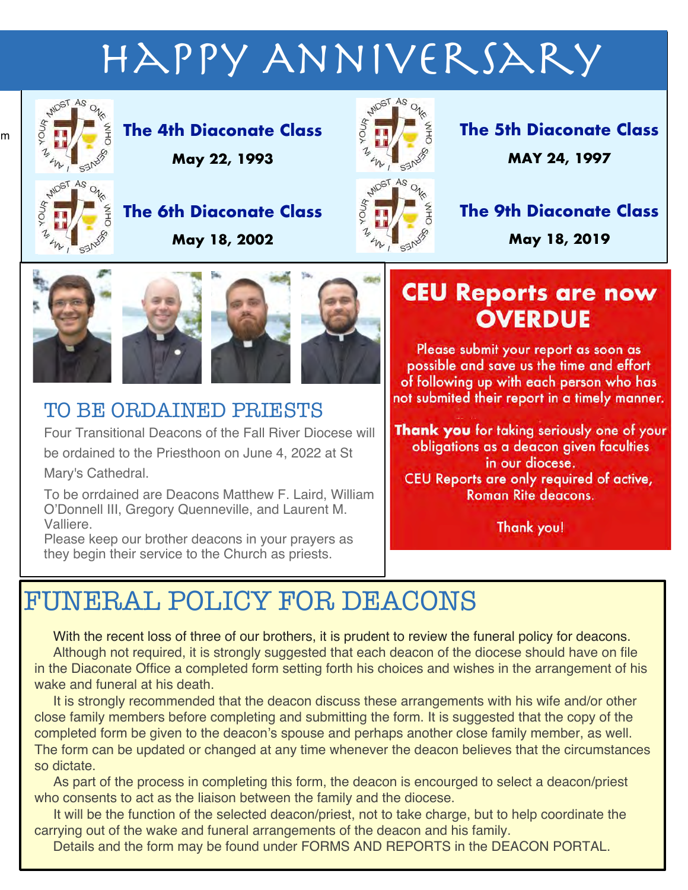# HAPPY ANNIVERSARY

**The 4th Diaconate Class**

**May 22, 1993**

**The 5th Diaconate Class**

**MAY 24, 1997**

**The 6th Diaconate Class**

**May 18, 2002**

**The 9th Diaconate Class**

**May 18, 2019**

## TO BE ORDAINED PRIESTS

Four Transitional Deacons of the Fall River Diocese will be ordained to the Priesthoon on June 4, 2022 at St Mary's Cathedral.

To be orrdained are Deacons Matthew F. Laird, William O'Donnell III, Gregory Quenneville, and Laurent M. Valliere.

Please keep our brother deacons in your prayers as they begin their service to the Church as priests.

## CEU Reports are now OVERDUE

Please submit your report as soon as possible and save us the time and effort of following up with each person who has not submited their report in a timely manner.

**Thank you** for taking seriously one of your obligations as a deacon given faculties in our diocese.

CEU Reports are only required of active, Roman Rite deacons.

Thank you!

## FUNERAL POLICY FOR DEACONS

With the recent loss of three of our brothers, it is prudent to review the funeral policy for deacons.

Although not required, it is strongly suggested that each deacon of the diocese should have on file in the Diaconate Office a completed form setting forth his choices and wishes in the arrangement of his wake and funeral at his death.

It is strongly recommended that the deacon discuss these arrangements with his wife and/or other close family members before completing and submitting the form. It is suggested that the copy of the completed form be given to the deacon's spouse and perhaps another close family member, as well. The form can be updated or changed at any time whenever the deacon believes that the circumstances so dictate.

As part of the process in completing this form, the deacon is encourged to select a deacon/priest who consents to act as the liaison between the family and the diocese.

It will be the function of the selected deacon/priest, not to take charge, but to help coordinate the carrying out of the wake and funeral arrangements of the deacon and his family.

Details and the form may be found under FORMS AND REPORTS in the DEACON PORTAL.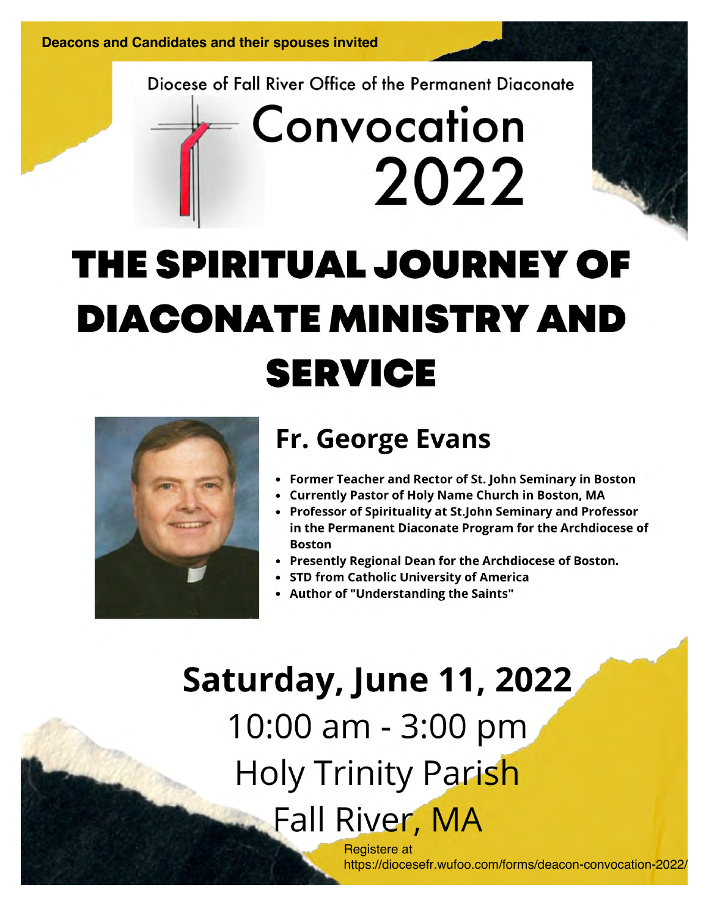**Deacons and Candidates and their spouses invited**

Diocese of Fall River Office of the Permanent Diaconate

# Convocation 2022

# THE SPIRITUAL JOURNEY OF DIACONATE MINISTRY AND SERVICE

## Fr. George Evans

- **Former Teacher and Rector of St. John Seminary in Boston**
- **Currently Pastor of Holy Name Church in Boston, MA**
- **Professor of Spirituality at St.John Seminary and Professor in the Permanent Diaconate Program for the Archdiocese of Boston**
- **Presently Regional Dean for the Archdiocese of Boston.**
- **STD from Catholic University of America**
- **Author of "Understanding the Saints"**

## Saturday, June 11, 2022

10:00 am - 3:00 pm

Holy Trinity Parish

Fall River, MA

Registere at
https://diocesefr.wufoo.com/forms/deacon-convocation-2022/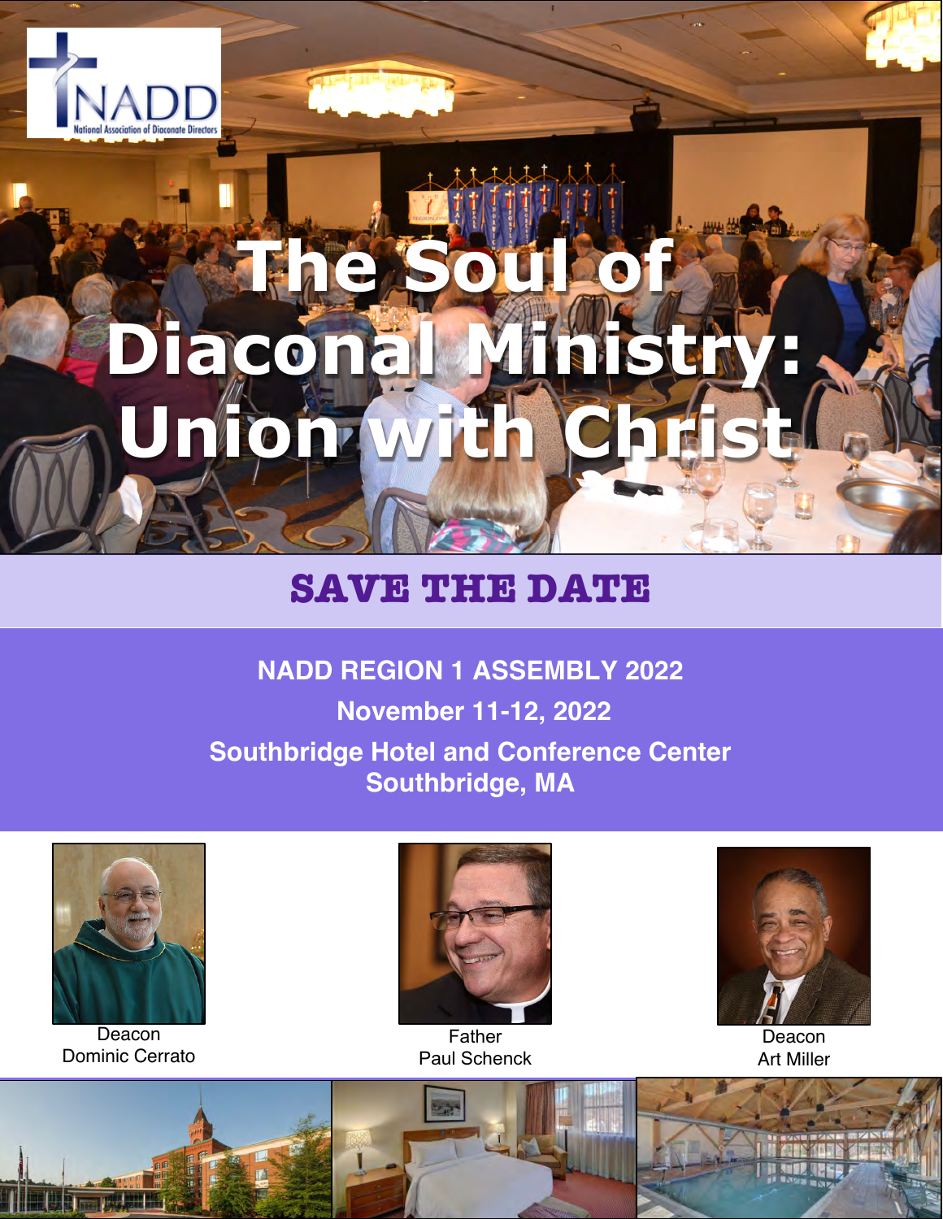NADD
National Association of Diaconate Directors

# The Soul of Diaconal Ministry: Union with Christ

## SAVE THE DATE

**NADD REGION 1 ASSEMBLY 2022**

**November 11-12, 2022**

**Southbridge Hotel and Conference Center**
**Southbridge, MA**

Deacon
Dominic Cerrato

Father
Paul Schenck

Deacon
Art Miller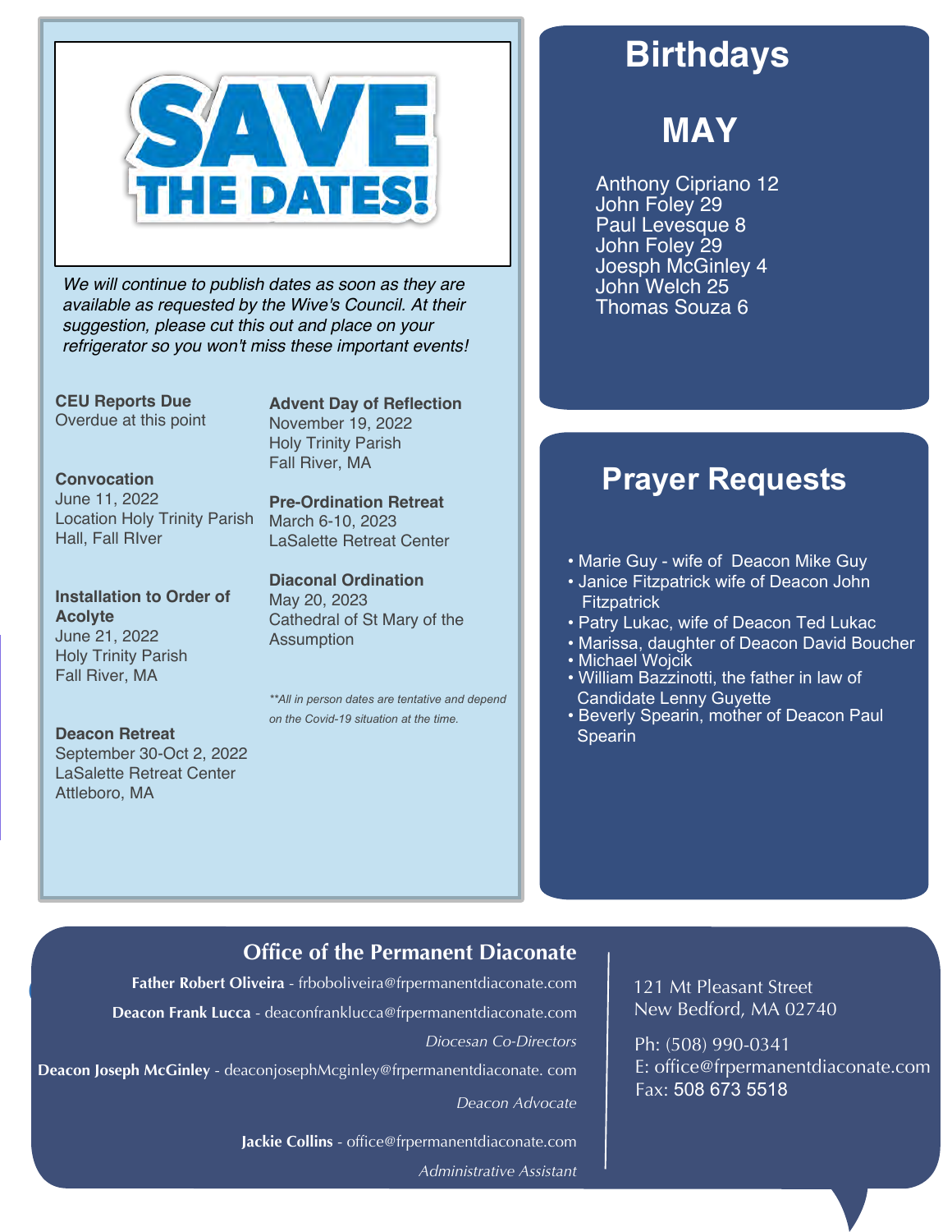# SAVE THE DATES!

*We will continue to publish dates as soon as they are available as requested by the Wive's Council. At their suggestion, please cut this out and place on your refrigerator so you won't miss these important events!*

**CEU Reports Due**
Overdue at this point

**Convocation**
June 11, 2022
Location Holy Trinity Parish Hall, Fall RIver

**Installation to Order of Acolyte**
June 21, 2022
Holy Trinity Parish
Fall River, MA

**Deacon Retreat**
September 30-Oct 2, 2022
LaSalette Retreat Center
Attleboro, MA

**Advent Day of Reflection**
November 19, 2022
Holy Trinity Parish
Fall River, MA

**Pre-Ordination Retreat**
March 6-10, 2023
LaSalette Retreat Center

**Diaconal Ordination**
May 20, 2023
Cathedral of St Mary of the Assumption

*\*\*All in person dates are tentative and depend on the Covid-19 situation at the time.*

# Birthdays

## MAY

Anthony Cipriano 12
John Foley 29
Paul Levesque 8
John Foley 29
Joesph McGinley 4
John Welch 25
Thomas Souza 6

# Prayer Requests

- Marie Guy - wife of Deacon Mike Guy
- Janice Fitzpatrick wife of Deacon John Fitzpatrick
- Patry Lukac, wife of Deacon Ted Lukac
- Marissa, daughter of Deacon David Boucher
- Michael Wojcik
- William Bazzinotti, the father in law of Candidate Lenny Guyette
- Beverly Spearin, mother of Deacon Paul Spearin

## Office of the Permanent Diaconate

**Father Robert Oliveira** - frboboliveira@frpermanentdiaconate.com

**Deacon Frank Lucca** - deaconfranklucca@frpermanentdiaconate.com

*Diocesan Co-Directors*

**Deacon Joseph McGinley** - deaconjosephMcginley@frpermanentdiaconate. com

*Deacon Advocate*

**Jackie Collins** - office@frpermanentdiaconate.com

*Administrative Assistant*

121 Mt Pleasant Street
New Bedford, MA 02740

Ph: (508) 990-0341
E: office@frpermanentdiaconate.com
Fax: 508 673 5518